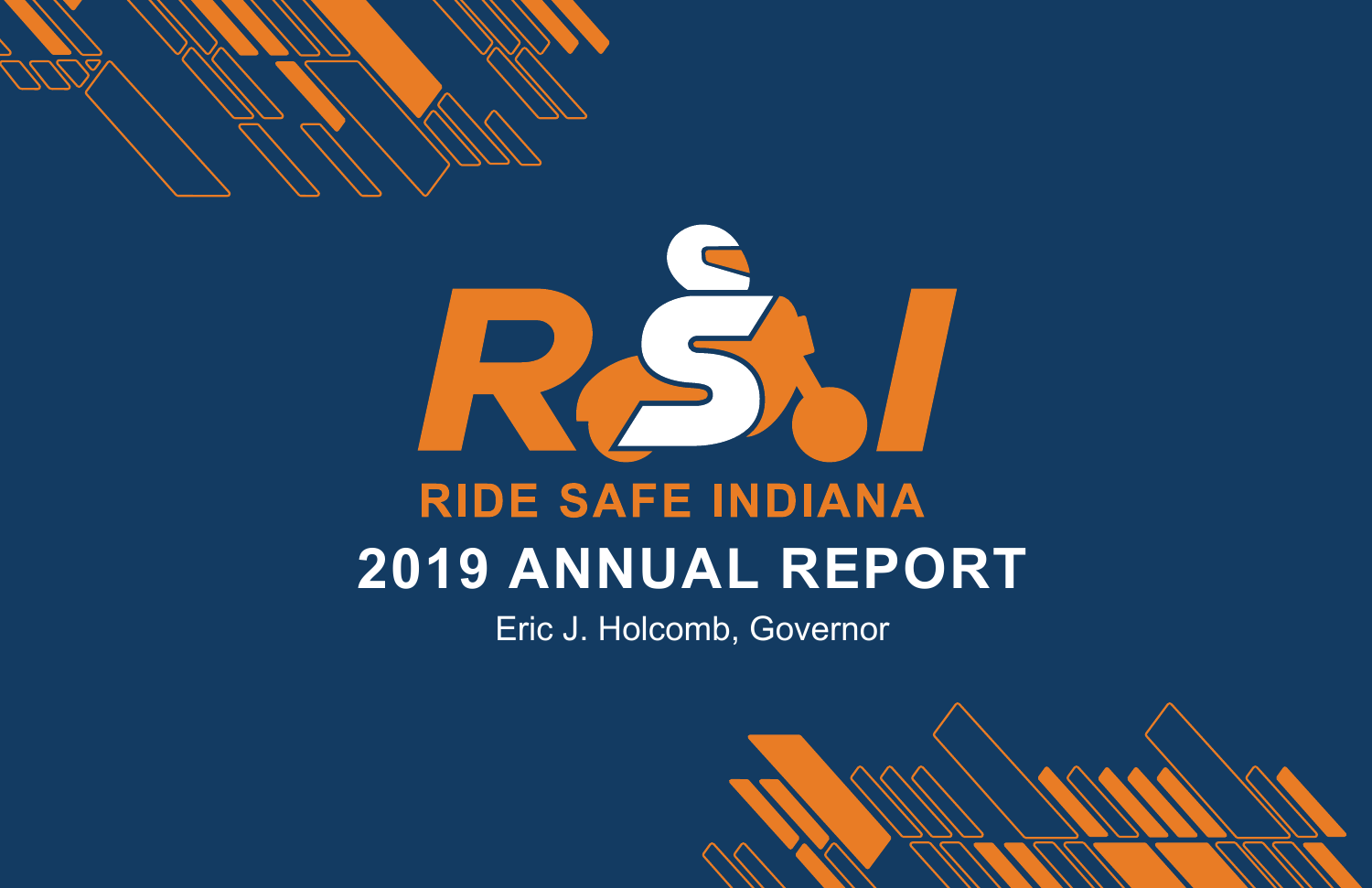# RIDE SAFE INDIANA

# 2019 ANNUAL REPORT

Eric J. Holcomb, Governor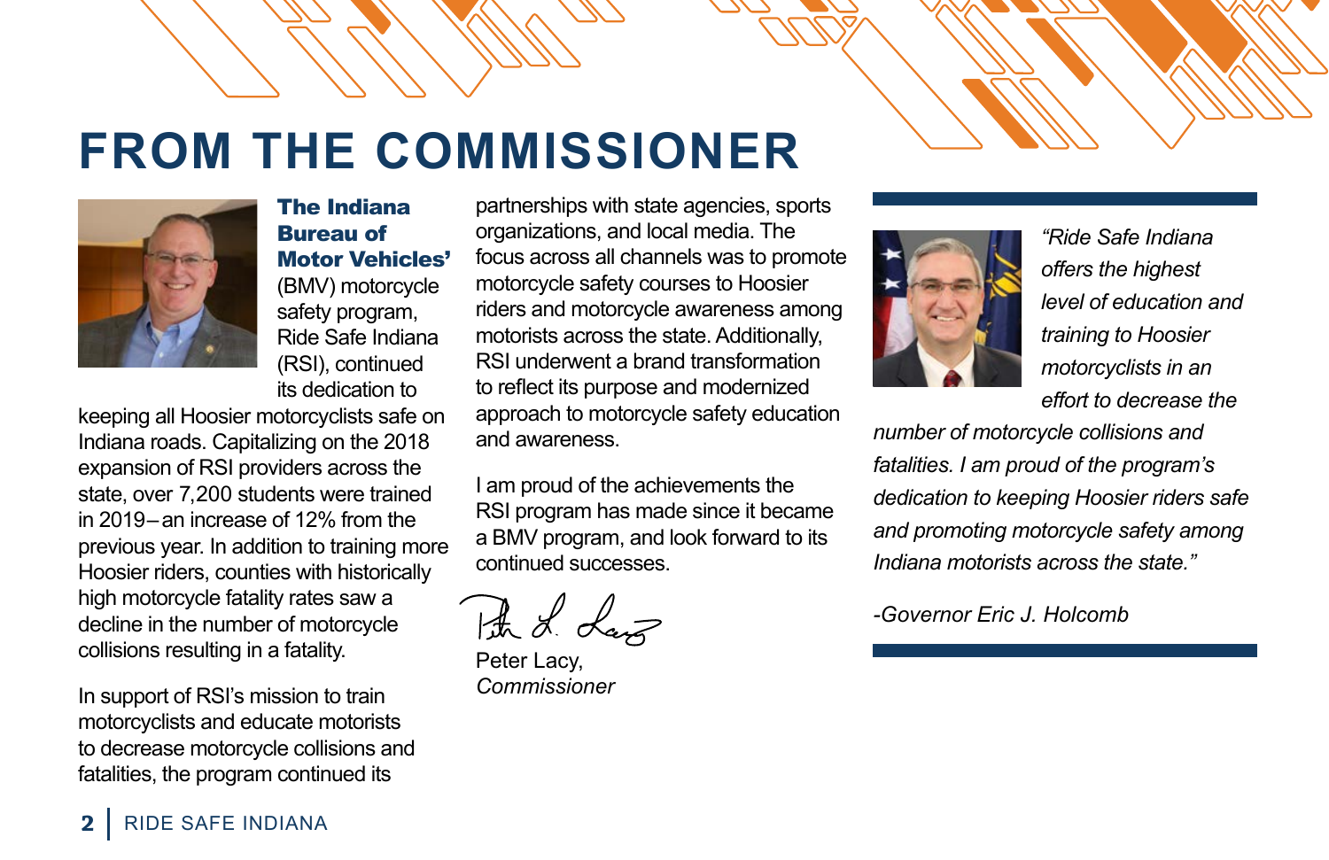# FROM THE COMMISSIONER

**The Indiana Bureau of Motor Vehicles'** (BMV) motorcycle safety program, Ride Safe Indiana (RSI), continued its dedication to keeping all Hoosier motorcyclists safe on Indiana roads. Capitalizing on the 2018 expansion of RSI providers across the state, over 7,200 students were trained in 2019 – an increase of 12% from the previous year. In addition to training more Hoosier riders, counties with historically high motorcycle fatality rates saw a decline in the number of motorcycle collisions resulting in a fatality.

In support of RSI's mission to train motorcyclists and educate motorists to decrease motorcycle collisions and fatalities, the program continued its partnerships with state agencies, sports organizations, and local media. The focus across all channels was to promote motorcycle safety courses to Hoosier riders and motorcycle awareness among motorists across the state. Additionally, RSI underwent a brand transformation to reflect its purpose and modernized approach to motorcycle safety education and awareness.

I am proud of the achievements the RSI program has made since it became a BMV program, and look forward to its continued successes.

Peter Lacy,
*Commissioner*

*"Ride Safe Indiana offers the highest level of education and training to Hoosier motorcyclists in an effort to decrease the number of motorcycle collisions and fatalities. I am proud of the program's dedication to keeping Hoosier riders safe and promoting motorcycle safety among Indiana motorists across the state."*

*-Governor Eric J. Holcomb*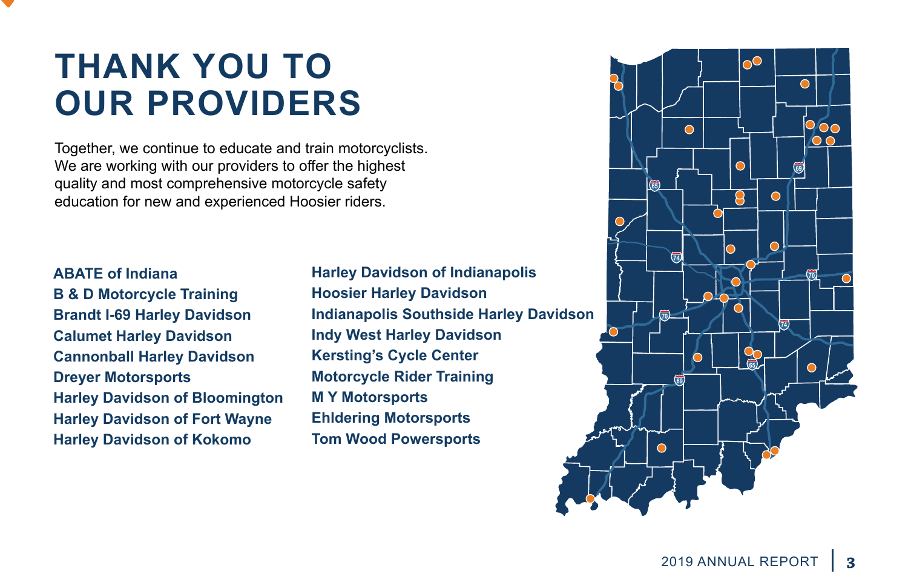# THANK YOU TO OUR PROVIDERS

Together, we continue to educate and train motorcyclists. We are working with our providers to offer the highest quality and most comprehensive motorcycle safety education for new and experienced Hoosier riders.

**ABATE of Indiana**
**B & D Motorcycle Training**
**Brandt I-69 Harley Davidson**
**Calumet Harley Davidson**
**Cannonball Harley Davidson**
**Dreyer Motorsports**
**Harley Davidson of Bloomington**
**Harley Davidson of Fort Wayne**
**Harley Davidson of Kokomo**
**Harley Davidson of Indianapolis**
**Hoosier Harley Davidson**
**Indianapolis Southside Harley Davidson**
**Indy West Harley Davidson**
**Kersting's Cycle Center**
**Motorcycle Rider Training**
**M Y Motorsports**
**Ehldering Motorsports**
**Tom Wood Powersports**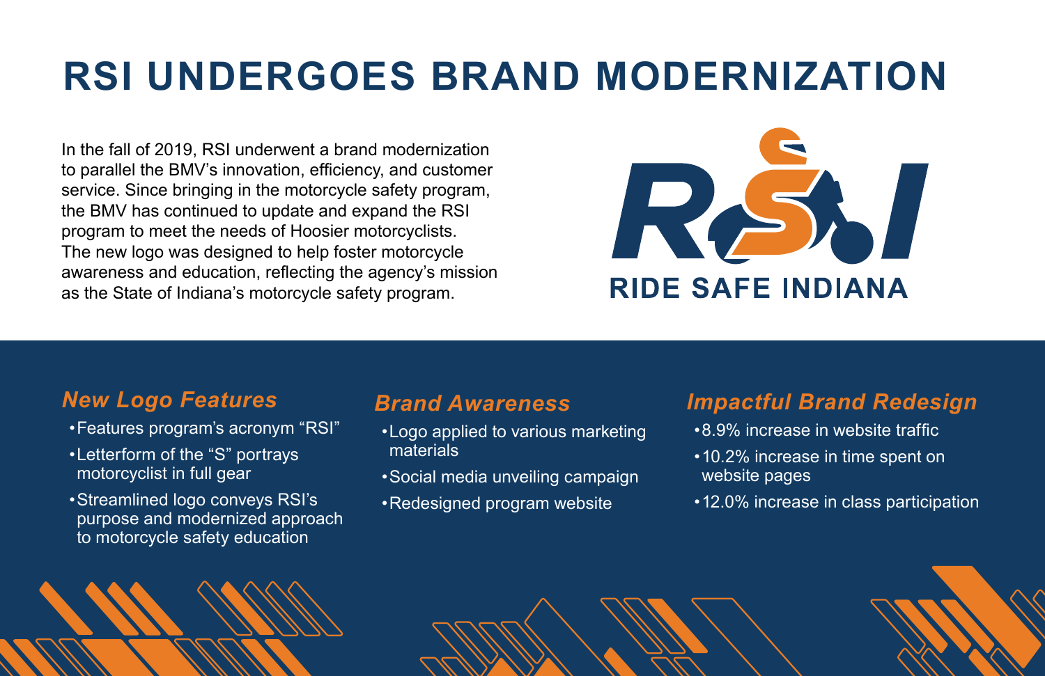# RSI UNDERGOES BRAND MODERNIZATION

In the fall of 2019, RSI underwent a brand modernization to parallel the BMV's innovation, efficiency, and customer service. Since bringing in the motorcycle safety program, the BMV has continued to update and expand the RSI program to meet the needs of Hoosier motorcyclists. The new logo was designed to help foster motorcycle awareness and education, reflecting the agency's mission as the State of Indiana's motorcycle safety program.

RIDE SAFE INDIANA

## *New Logo Features*

- Features program's acronym "RSI"
- Letterform of the "S" portrays motorcyclist in full gear
- Streamlined logo conveys RSI's purpose and modernized approach to motorcycle safety education

## *Brand Awareness*

- Logo applied to various marketing materials
- Social media unveiling campaign
- Redesigned program website

## *Impactful Brand Redesign*

- 8.9% increase in website traffic
- 10.2% increase in time spent on website pages
- 12.0% increase in class participation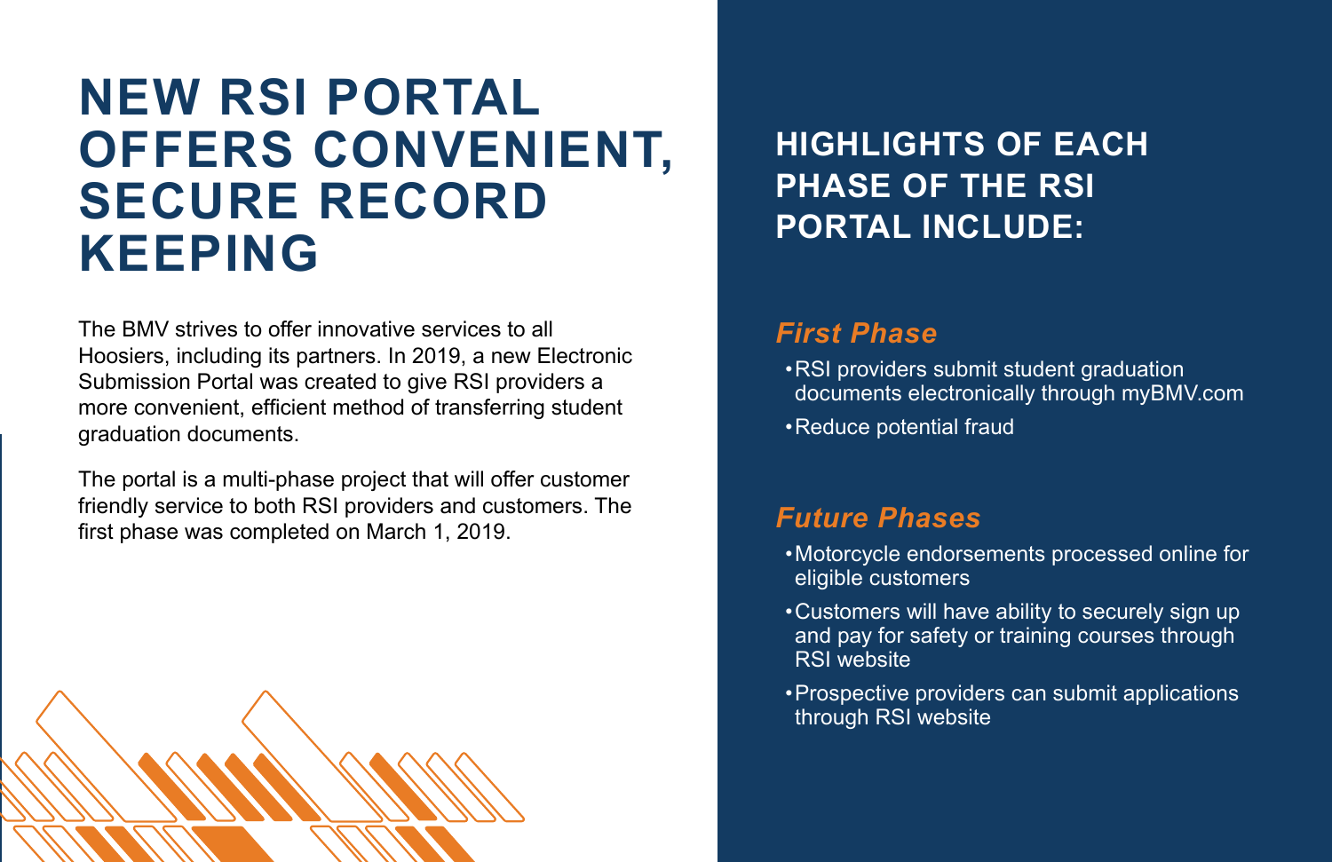# NEW RSI PORTAL OFFERS CONVENIENT, SECURE RECORD KEEPING

The BMV strives to offer innovative services to all Hoosiers, including its partners. In 2019, a new Electronic Submission Portal was created to give RSI providers a more convenient, efficient method of transferring student graduation documents.

The portal is a multi-phase project that will offer customer friendly service to both RSI providers and customers. The first phase was completed on March 1, 2019.

## HIGHLIGHTS OF EACH PHASE OF THE RSI PORTAL INCLUDE:

### *First Phase*

- RSI providers submit student graduation documents electronically through myBMV.com
- Reduce potential fraud

### *Future Phases*

- Motorcycle endorsements processed online for eligible customers
- Customers will have ability to securely sign up and pay for safety or training courses through RSI website
- Prospective providers can submit applications through RSI website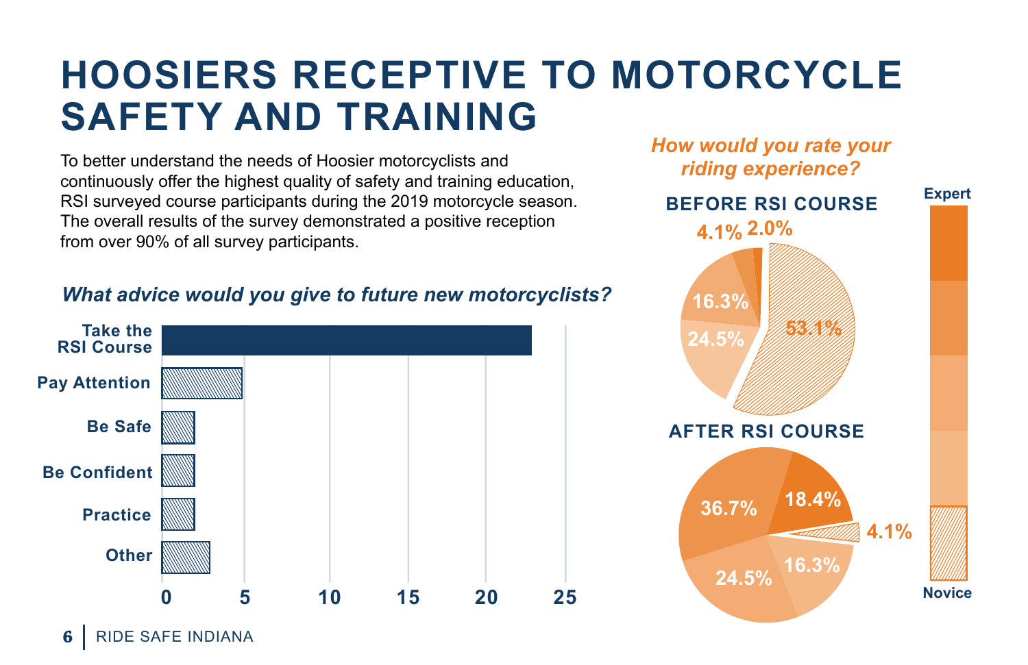# HOOSIERS RECEPTIVE TO MOTORCYCLE SAFETY AND TRAINING

To better understand the needs of Hoosier motorcyclists and continuously offer the highest quality of safety and training education, RSI surveyed course participants during the 2019 motorcycle season. The overall results of the survey demonstrated a positive reception from over 90% of all survey participants.

### *What advice would you give to future new motorcyclists?*

| Advice | Responses (approx.) |
|---|---|
| Take the RSI Course | 23 |
| Pay Attention | 5 |
| Be Safe | 2 |
| Be Confident | 2 |
| Practice | 2 |
| Other | 3 |

### *How would you rate your riding experience?*

**BEFORE RSI COURSE**

4.1%, 2.0%, 16.3%, 24.5%, 53.1%

**AFTER RSI COURSE**

36.7%, 18.4%, 4.1%, 24.5%, 16.3%

Expert — Novice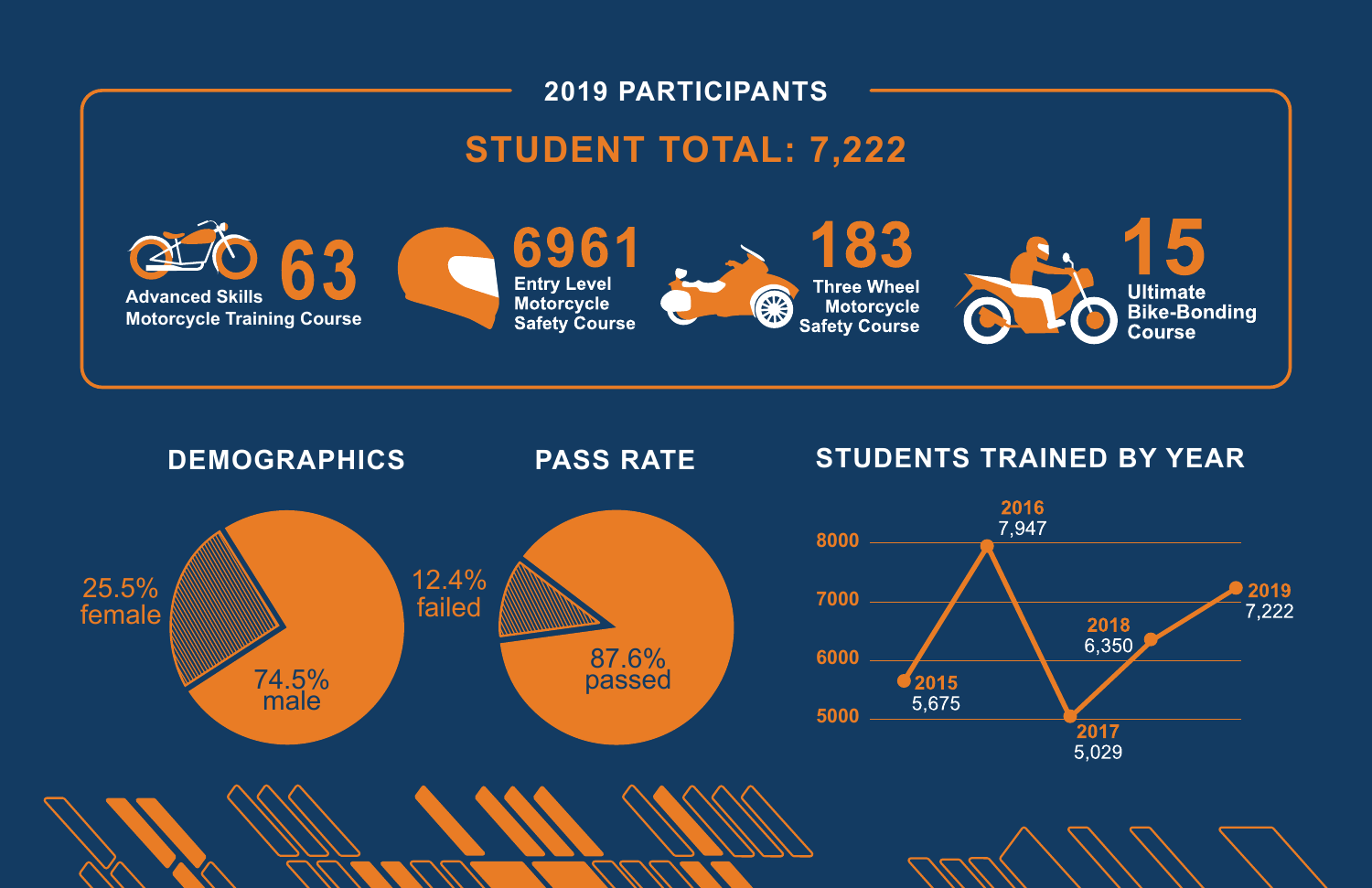## 2019 PARTICIPANTS

### STUDENT TOTAL: 7,222

- **63** Advanced Skills Motorcycle Training Course
- **6961** Entry Level Motorcycle Safety Course
- **183** Three Wheel Motorcycle Safety Course
- **15** Ultimate Bike-Bonding Course

## DEMOGRAPHICS

- 25.5% female
- 74.5% male

## PASS RATE

- 12.4% failed
- 87.6% passed

## STUDENTS TRAINED BY YEAR

| Year | Students |
|---|---|
| 2015 | 5,675 |
| 2016 | 7,947 |
| 2017 | 5,029 |
| 2018 | 6,350 |
| 2019 | 7,222 |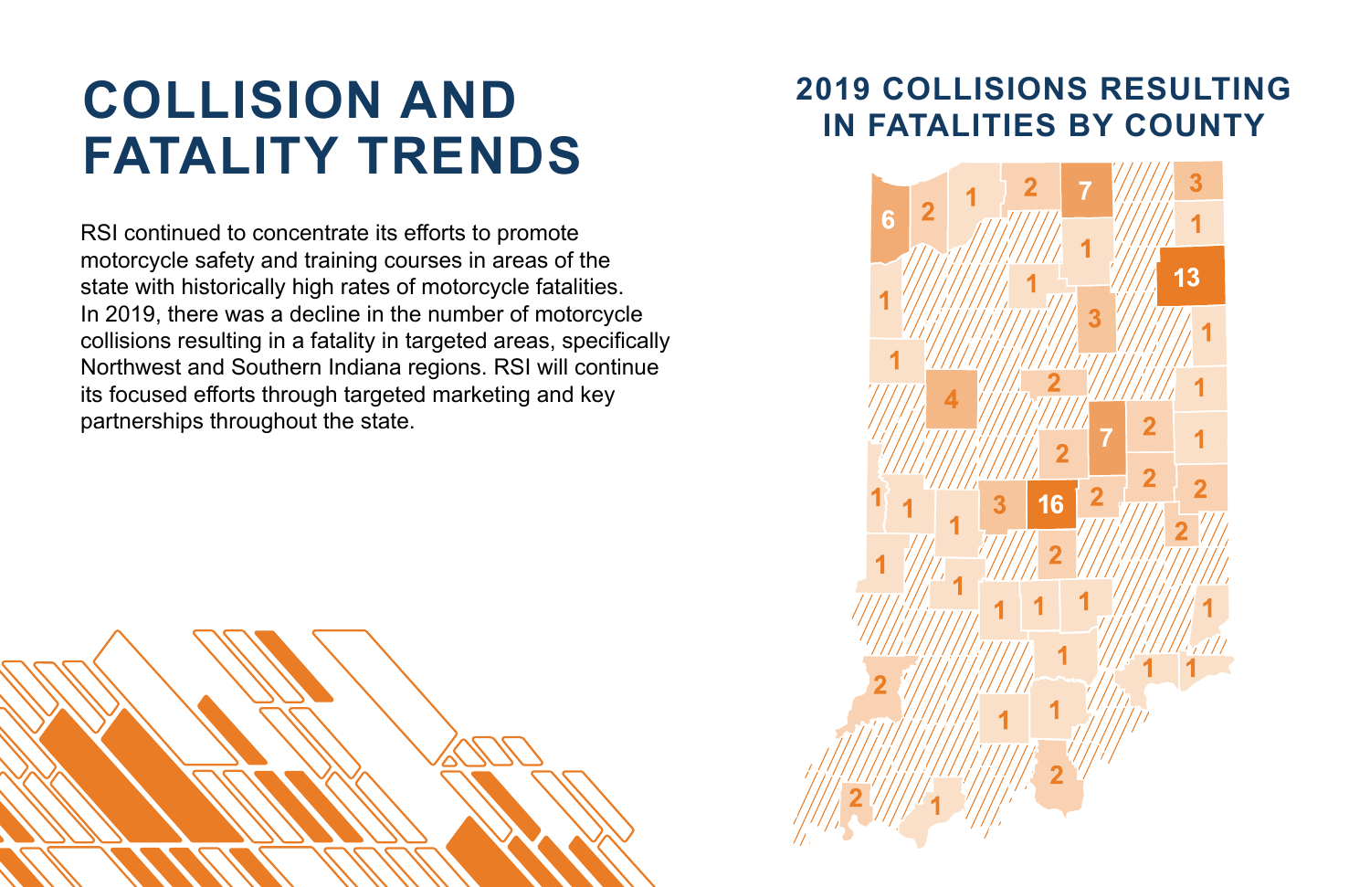# COLLISION AND FATALITY TRENDS

RSI continued to concentrate its efforts to promote motorcycle safety and training courses in areas of the state with historically high rates of motorcycle fatalities. In 2019, there was a decline in the number of motorcycle collisions resulting in a fatality in targeted areas, specifically Northwest and Southern Indiana regions. RSI will continue its focused efforts through targeted marketing and key partnerships throughout the state.

## 2019 COLLISIONS RESULTING IN FATALITIES BY COUNTY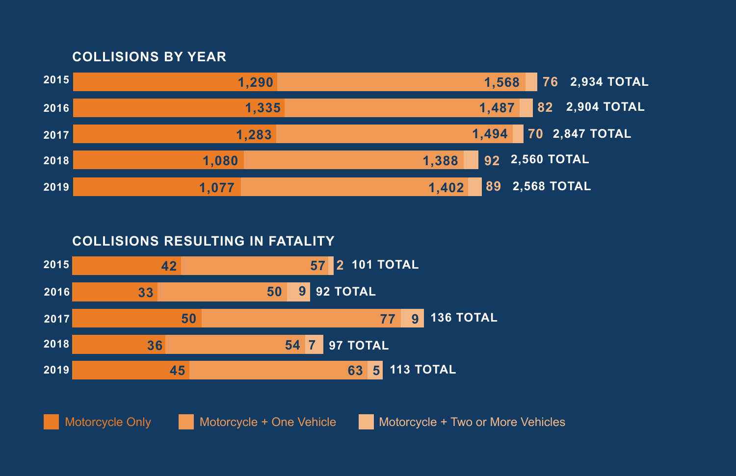## COLLISIONS BY YEAR

| Year | Motorcycle Only | Motorcycle + One Vehicle | Motorcycle + Two or More Vehicles | Total |
|---|---|---|---|---|
| 2015 | 1,290 | 1,568 | 76 | 2,934 TOTAL |
| 2016 | 1,335 | 1,487 | 82 | 2,904 TOTAL |
| 2017 | 1,283 | 1,494 | 70 | 2,847 TOTAL |
| 2018 | 1,080 | 1,388 | 92 | 2,560 TOTAL |
| 2019 | 1,077 | 1,402 | 89 | 2,568 TOTAL |

## COLLISIONS RESULTING IN FATALITY

| Year | Motorcycle Only | Motorcycle + One Vehicle | Motorcycle + Two or More Vehicles | Total |
|---|---|---|---|---|
| 2015 | 42 | 57 | 2 | 101 TOTAL |
| 2016 | 33 | 50 | 9 | 92 TOTAL |
| 2017 | 50 | 77 | 9 | 136 TOTAL |
| 2018 | 36 | 54 | 7 | 97 TOTAL |
| 2019 | 45 | 63 | 5 | 113 TOTAL |

Motorcycle Only | Motorcycle + One Vehicle | Motorcycle + Two or More Vehicles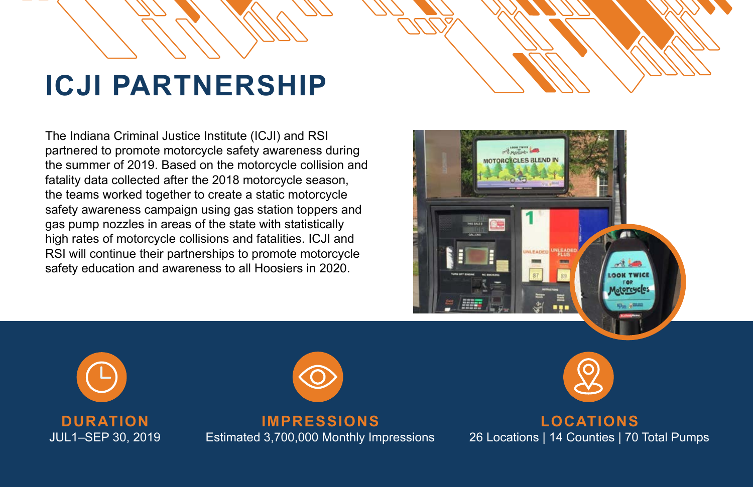# ICJI PARTNERSHIP

The Indiana Criminal Justice Institute (ICJI) and RSI partnered to promote motorcycle safety awareness during the summer of 2019. Based on the motorcycle collision and fatality data collected after the 2018 motorcycle season, the teams worked together to create a static motorcycle safety awareness campaign using gas station toppers and gas pump nozzles in areas of the state with statistically high rates of motorcycle collisions and fatalities. ICJI and RSI will continue their partnerships to promote motorcycle safety education and awareness to all Hoosiers in 2020.

**DURATION**
JUL1–SEP 30, 2019

**IMPRESSIONS**
Estimated 3,700,000 Monthly Impressions

**LOCATIONS**
26 Locations | 14 Counties | 70 Total Pumps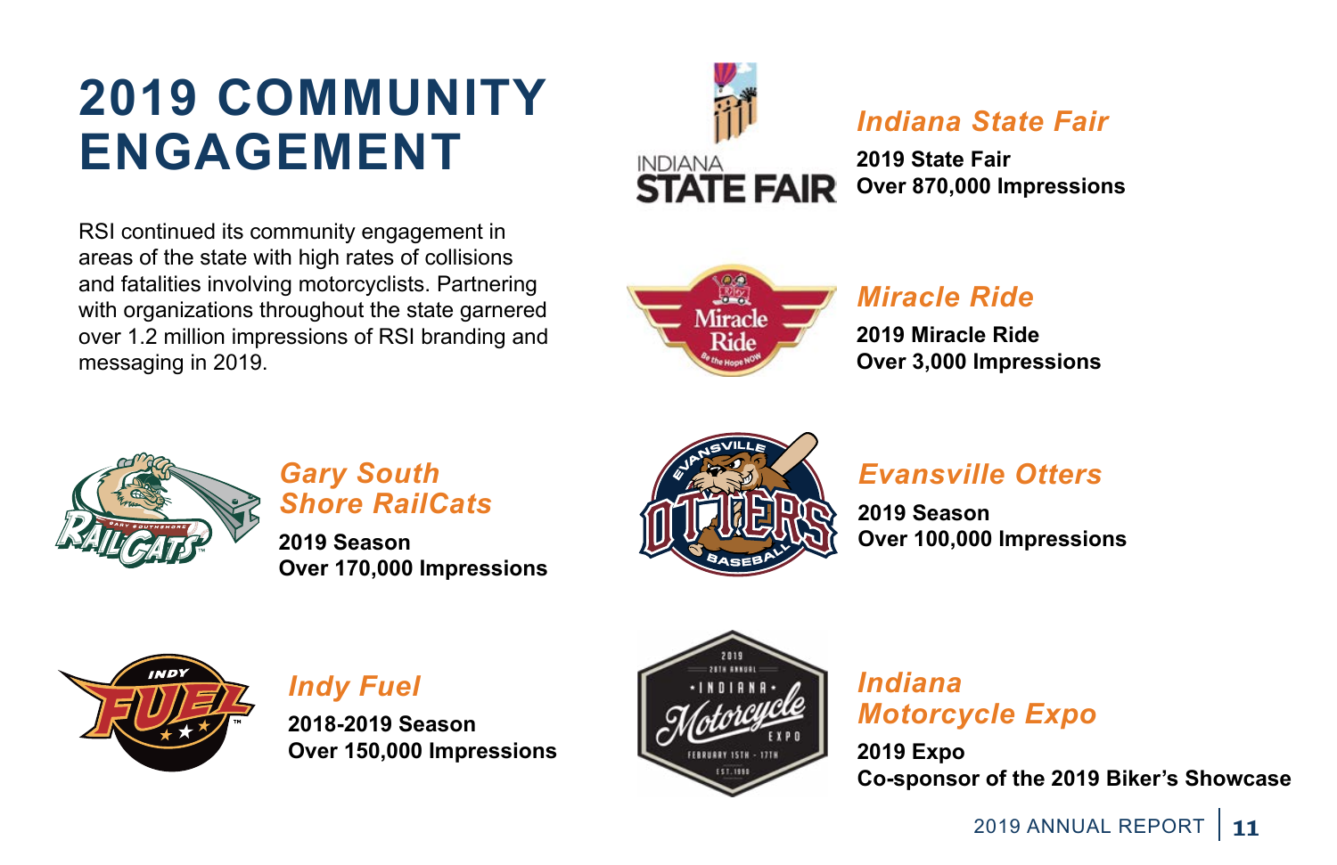# 2019 COMMUNITY ENGAGEMENT

RSI continued its community engagement in areas of the state with high rates of collisions and fatalities involving motorcyclists. Partnering with organizations throughout the state garnered over 1.2 million impressions of RSI branding and messaging in 2019.

### *Indiana State Fair*

**2019 State Fair**
**Over 870,000 Impressions**

### *Miracle Ride*

**2019 Miracle Ride**
**Over 3,000 Impressions**

### *Gary South Shore RailCats*

**2019 Season**
**Over 170,000 Impressions**

### *Evansville Otters*

**2019 Season**
**Over 100,000 Impressions**

### *Indy Fuel*

**2018-2019 Season**
**Over 150,000 Impressions**

### *Indiana Motorcycle Expo*

**2019 Expo**
**Co-sponsor of the 2019 Biker's Showcase**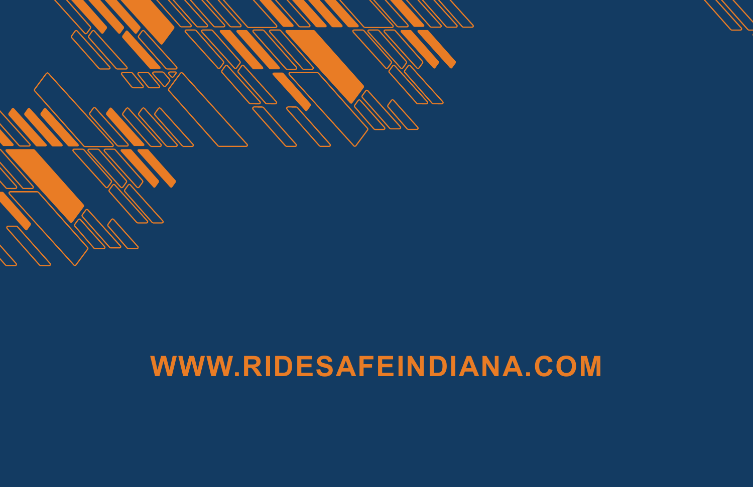WWW.RIDESAFEINDIANA.COM